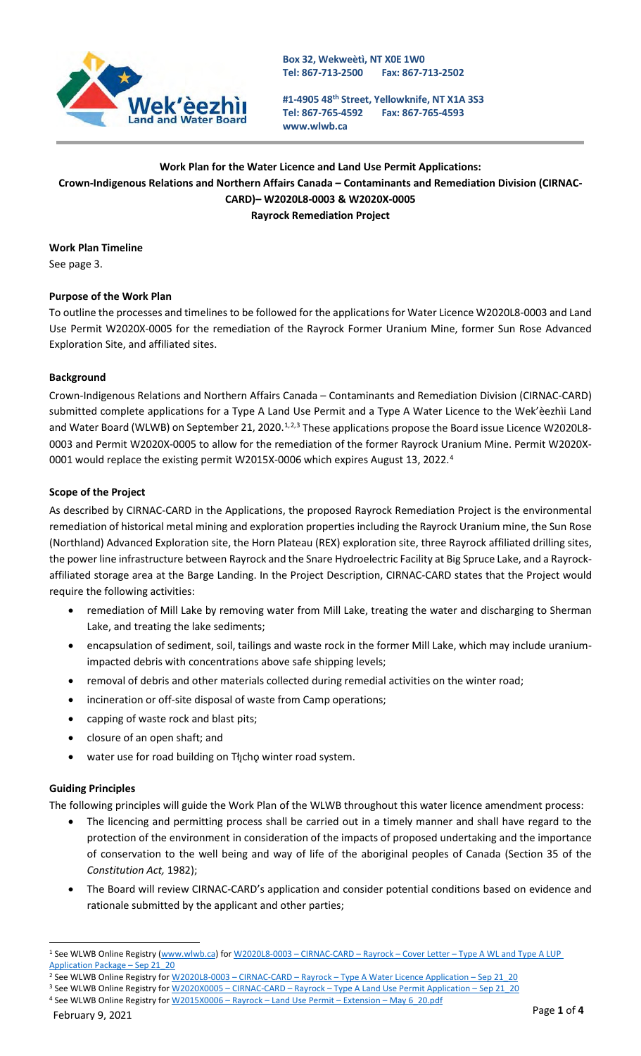Box 32, Wekweètì, NT X0E 1W0
Tel: 867-713-2500 Fax: 867-713-2502

#1-4905 48th Street, Yellowknife, NT X1A 3S3
Tel: 867-765-4592 Fax: 867-765-4593
www.wlwb.ca

**Work Plan for the Water Licence and Land Use Permit Applications:**
**Crown-Indigenous Relations and Northern Affairs Canada – Contaminants and Remediation Division (CIRNAC-CARD)– W2020L8-0003 & W2020X-0005**
**Rayrock Remediation Project**

**Work Plan Timeline**

See page 3.

**Purpose of the Work Plan**

To outline the processes and timelines to be followed for the applications for Water Licence W2020L8-0003 and Land Use Permit W2020X-0005 for the remediation of the Rayrock Former Uranium Mine, former Sun Rose Advanced Exploration Site, and affiliated sites.

**Background**

Crown-Indigenous Relations and Northern Affairs Canada – Contaminants and Remediation Division (CIRNAC-CARD) submitted complete applications for a Type A Land Use Permit and a Type A Water Licence to the Wek'èezhìi Land and Water Board (WLWB) on September 21, 2020.[1,2,3] These applications propose the Board issue Licence W2020L8-0003 and Permit W2020X-0005 to allow for the remediation of the former Rayrock Uranium Mine. Permit W2020X-0001 would replace the existing permit W2015X-0006 which expires August 13, 2022.[4]

**Scope of the Project**

As described by CIRNAC-CARD in the Applications, the proposed Rayrock Remediation Project is the environmental remediation of historical metal mining and exploration properties including the Rayrock Uranium mine, the Sun Rose (Northland) Advanced Exploration site, the Horn Plateau (REX) exploration site, three Rayrock affiliated drilling sites, the power line infrastructure between Rayrock and the Snare Hydroelectric Facility at Big Spruce Lake, and a Rayrock-affiliated storage area at the Barge Landing. In the Project Description, CIRNAC-CARD states that the Project would require the following activities:

- remediation of Mill Lake by removing water from Mill Lake, treating the water and discharging to Sherman Lake, and treating the lake sediments;
- encapsulation of sediment, soil, tailings and waste rock in the former Mill Lake, which may include uranium-impacted debris with concentrations above safe shipping levels;
- removal of debris and other materials collected during remedial activities on the winter road;
- incineration or off-site disposal of waste from Camp operations;
- capping of waste rock and blast pits;
- closure of an open shaft; and
- water use for road building on Tłı̨chǫ winter road system.

**Guiding Principles**

The following principles will guide the Work Plan of the WLWB throughout this water licence amendment process:

- The licencing and permitting process shall be carried out in a timely manner and shall have regard to the protection of the environment in consideration of the impacts of proposed undertaking and the importance of conservation to the well being and way of life of the aboriginal peoples of Canada (Section 35 of the *Constitution Act,* 1982);
- The Board will review CIRNAC-CARD's application and consider potential conditions based on evidence and rationale submitted by the applicant and other parties;

---

[1] See WLWB Online Registry (www.wlwb.ca) for W2020L8-0003 – CIRNAC-CARD – Rayrock – Cover Letter – Type A WL and Type A LUP Application Package – Sep 21_20

[2] See WLWB Online Registry for W2020L8-0003 – CIRNAC-CARD – Rayrock – Type A Water Licence Application – Sep 21_20

[3] See WLWB Online Registry for W2020X0005 – CIRNAC-CARD – Rayrock – Type A Land Use Permit Application – Sep 21_20

[4] See WLWB Online Registry for W2015X0006 – Rayrock – Land Use Permit – Extension – May 6_20.pdf

February 9, 2021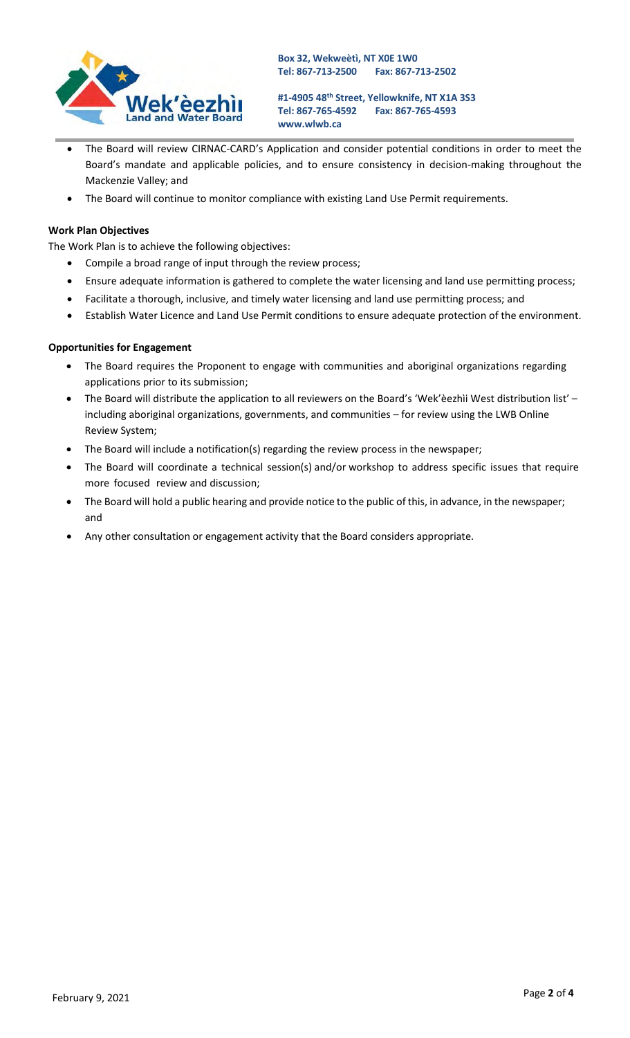- The Board will review CIRNAC-CARD's Application and consider potential conditions in order to meet the Board's mandate and applicable policies, and to ensure consistency in decision-making throughout the Mackenzie Valley; and
- The Board will continue to monitor compliance with existing Land Use Permit requirements.

**Work Plan Objectives**

The Work Plan is to achieve the following objectives:

- Compile a broad range of input through the review process;
- Ensure adequate information is gathered to complete the water licensing and land use permitting process;
- Facilitate a thorough, inclusive, and timely water licensing and land use permitting process; and
- Establish Water Licence and Land Use Permit conditions to ensure adequate protection of the environment.

**Opportunities for Engagement**

- The Board requires the Proponent to engage with communities and aboriginal organizations regarding applications prior to its submission;
- The Board will distribute the application to all reviewers on the Board's 'Wek'èezhìi West distribution list' – including aboriginal organizations, governments, and communities – for review using the LWB Online Review System;
- The Board will include a notification(s) regarding the review process in the newspaper;
- The Board will coordinate a technical session(s) and/or workshop to address specific issues that require more focused review and discussion;
- The Board will hold a public hearing and provide notice to the public of this, in advance, in the newspaper; and
- Any other consultation or engagement activity that the Board considers appropriate.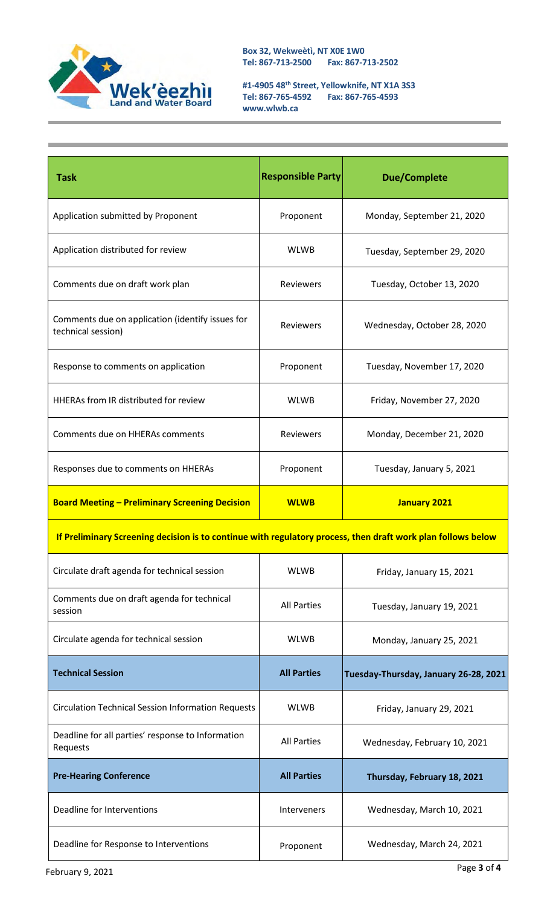Box 32, Wekweètì, NT X0E 1W0
Tel: 867-713-2500 Fax: 867-713-2502

#1-4905 48th Street, Yellowknife, NT X1A 3S3
Tel: 867-765-4592 Fax: 867-765-4593
www.wlwb.ca

| Task | Responsible Party | Due/Complete |
|---|---|---|
| Application submitted by Proponent | Proponent | Monday, September 21, 2020 |
| Application distributed for review | WLWB | Tuesday, September 29, 2020 |
| Comments due on draft work plan | Reviewers | Tuesday, October 13, 2020 |
| Comments due on application (identify issues for technical session) | Reviewers | Wednesday, October 28, 2020 |
| Response to comments on application | Proponent | Tuesday, November 17, 2020 |
| HHERAs from IR distributed for review | WLWB | Friday, November 27, 2020 |
| Comments due on HHERAs comments | Reviewers | Monday, December 21, 2020 |
| Responses due to comments on HHERAs | Proponent | Tuesday, January 5, 2021 |
| **Board Meeting – Preliminary Screening Decision** | **WLWB** | **January 2021** |
| **If Preliminary Screening decision is to continue with regulatory process, then draft work plan follows below** | | |
| Circulate draft agenda for technical session | WLWB | Friday, January 15, 2021 |
| Comments due on draft agenda for technical session | All Parties | Tuesday, January 19, 2021 |
| Circulate agenda for technical session | WLWB | Monday, January 25, 2021 |
| **Technical Session** | **All Parties** | **Tuesday-Thursday, January 26-28, 2021** |
| Circulation Technical Session Information Requests | WLWB | Friday, January 29, 2021 |
| Deadline for all parties' response to Information Requests | All Parties | Wednesday, February 10, 2021 |
| **Pre-Hearing Conference** | **All Parties** | **Thursday, February 18, 2021** |
| Deadline for Interventions | Interveners | Wednesday, March 10, 2021 |
| Deadline for Response to Interventions | Proponent | Wednesday, March 24, 2021 |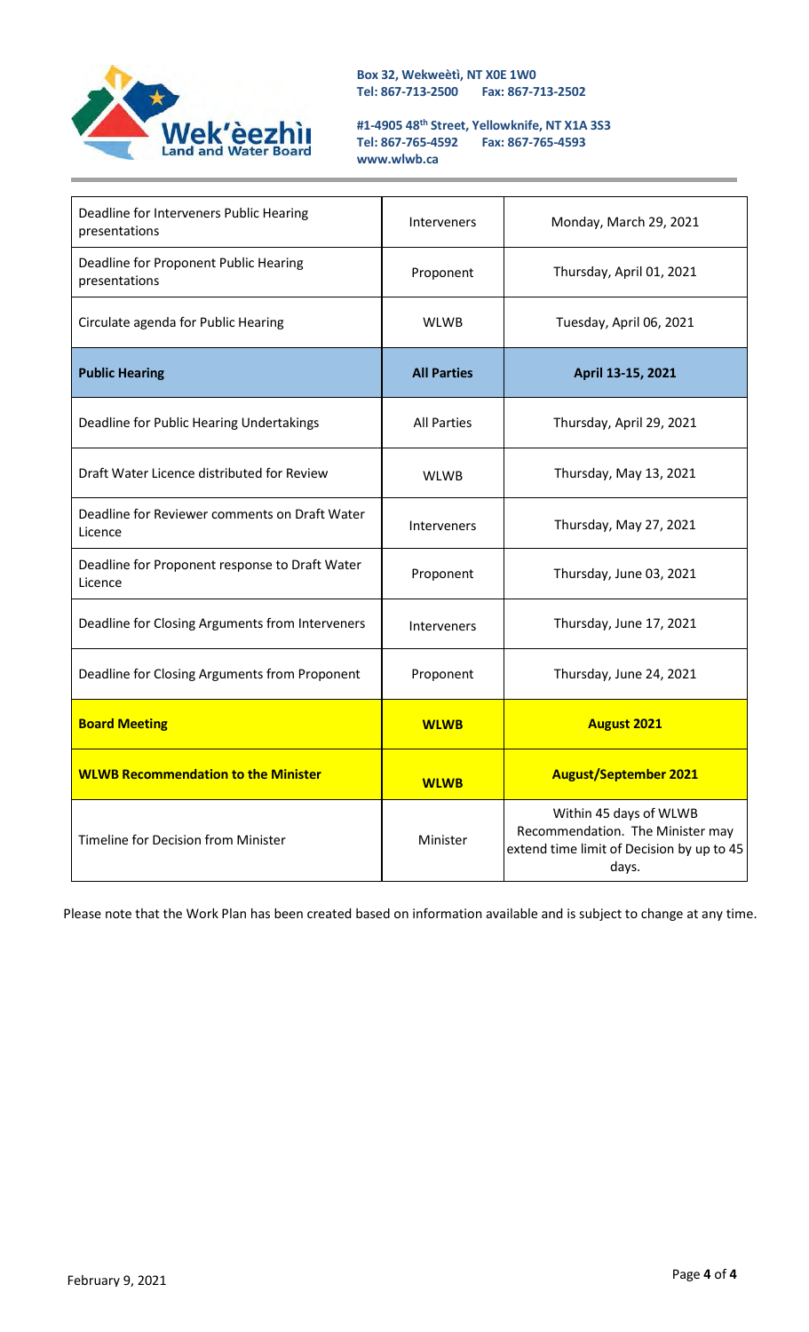| | | |
|---|---|---|
| Deadline for Interveners Public Hearing presentations | Interveners | Monday, March 29, 2021 |
| Deadline for Proponent Public Hearing presentations | Proponent | Thursday, April 01, 2021 |
| Circulate agenda for Public Hearing | WLWB | Tuesday, April 06, 2021 |
| **Public Hearing** | **All Parties** | **April 13-15, 2021** |
| Deadline for Public Hearing Undertakings | All Parties | Thursday, April 29, 2021 |
| Draft Water Licence distributed for Review | WLWB | Thursday, May 13, 2021 |
| Deadline for Reviewer comments on Draft Water Licence | Interveners | Thursday, May 27, 2021 |
| Deadline for Proponent response to Draft Water Licence | Proponent | Thursday, June 03, 2021 |
| Deadline for Closing Arguments from Interveners | Interveners | Thursday, June 17, 2021 |
| Deadline for Closing Arguments from Proponent | Proponent | Thursday, June 24, 2021 |
| **Board Meeting** | **WLWB** | **August 2021** |
| **WLWB Recommendation to the Minister** | **WLWB** | **August/September 2021** |
| Timeline for Decision from Minister | Minister | Within 45 days of WLWB Recommendation. The Minister may extend time limit of Decision by up to 45 days. |

Please note that the Work Plan has been created based on information available and is subject to change at any time.

February 9, 2021